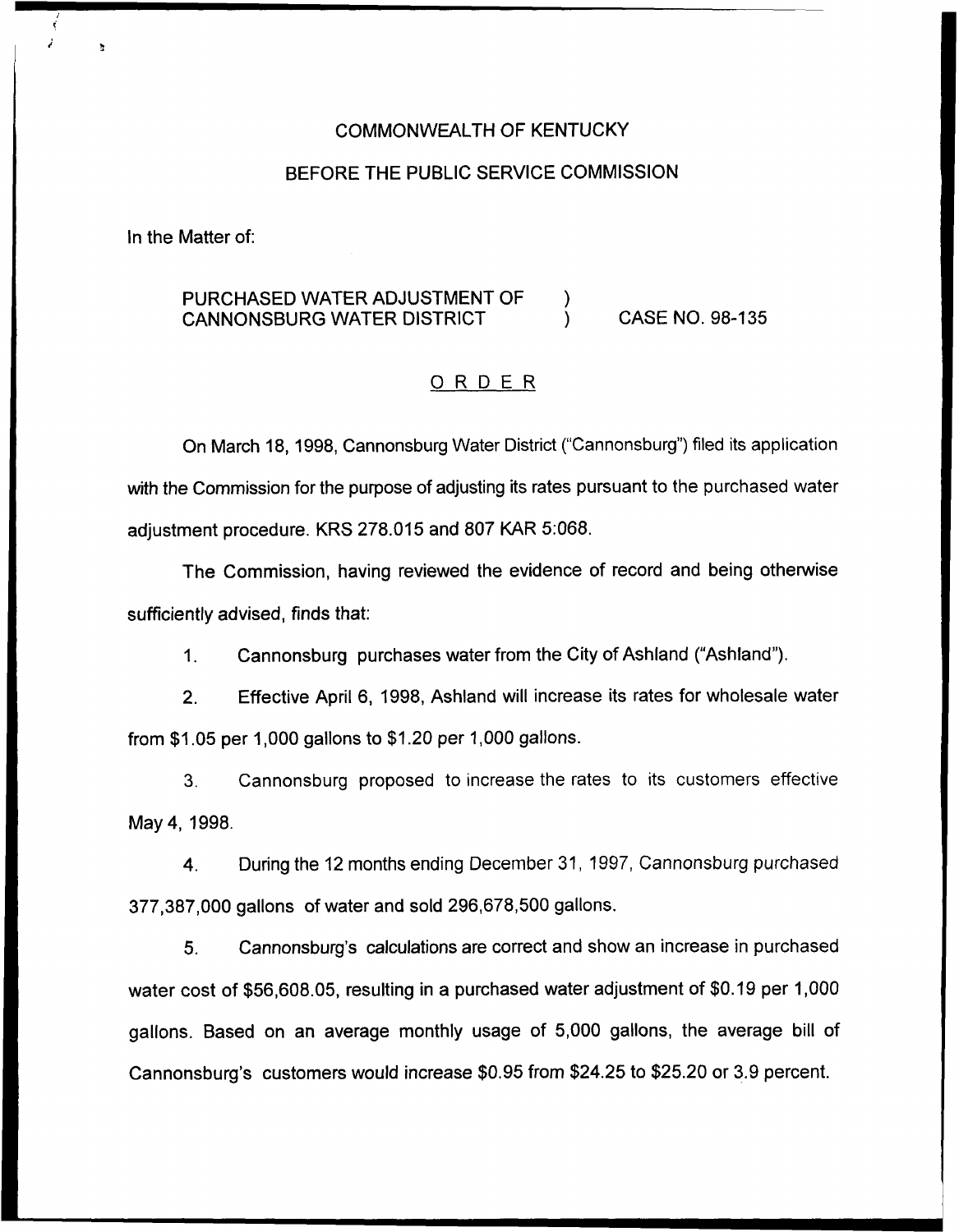COMMONWEALTH OF KENTUCKY

BEFORE THE PUBLIC SERVICE COMMISSION

In the Matter of:

PURCHASED WATER ADJUSTMENT OF CANNONSBURG WATER DISTRICT ) CASE NO. 98-135

## ORDER

On March 18, 1998, Cannonsburg Water District ("Cannonsburg") filed its application with the Commission for the purpose of adjusting its rates pursuant to the purchased water adjustment procedure. KRS 278.015 and 807 KAR 5:068.

The Commission, having reviewed the evidence of record and being otherwise sufficiently advised, finds that:

1. Cannonsburg purchases water from the City of Ashland ("Ashland").

2. Effective April 6, 1998, Ashland will increase its rates for wholesale water from $1.05 per 1,000 gallons to $1.20 per 1,000 gallons.

3. Cannonsburg proposed to increase the rates to its customers effective May 4, 1998.

4. During the 12 months ending December 31, 1997, Cannonsburg purchased 377,387,000 gallons of water and sold 296,678,500 gallons.

5. Cannonsburg's calculations are correct and show an increase in purchased water cost of $56,608.05, resulting in a purchased water adjustment of $0.19 per 1,000 gallons. Based on an average monthly usage of 5,000 gallons, the average bill of Cannonsburg's customers would increase $0.95 from $24.25 to $25.20 or 3.9 percent.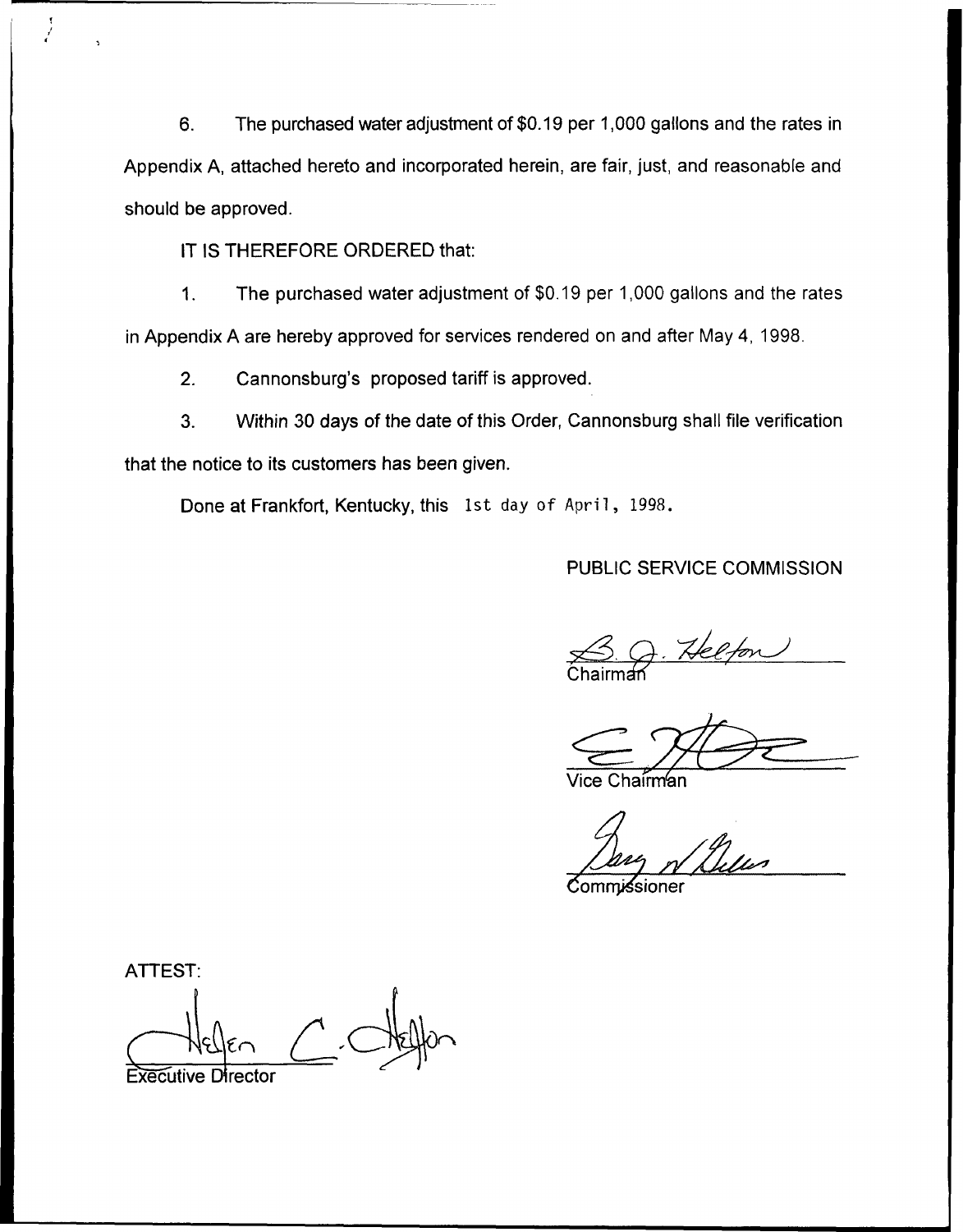6. The purchased water adjustment of $0.19 per 1,000 gallons and the rates in Appendix A, attached hereto and incorporated herein, are fair, just, and reasonable and should be approved.

IT IS THEREFORE ORDERED that:

1. The purchased water adjustment of $0.19 per 1,000 gallons and the rates in Appendix A are hereby approved for services rendered on and after May 4, 1998.

2. Cannonsburg's proposed tariff is approved.

3. Within 30 days of the date of this Order, Cannonsburg shall file verification that the notice to its customers has been given.

Done at Frankfort, Kentucky, this 1st day of April, 1998.

PUBLIC SERVICE COMMISSION

Chairman

Vice Chairman

Commissioner

ATTEST:

Executive Director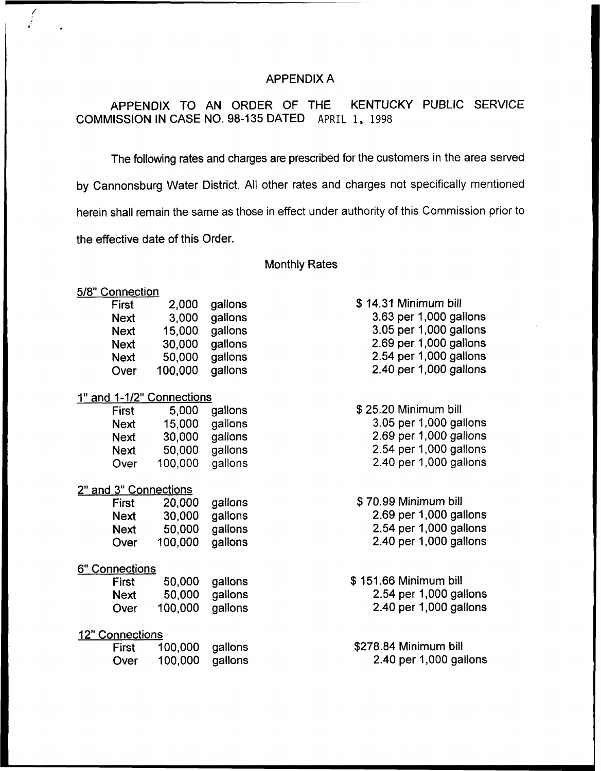# APPENDIX A

APPENDIX TO AN ORDER OF THE KENTUCKY PUBLIC SERVICE COMMISSION IN CASE NO. 98-135 DATED APRIL 1, 1998

The following rates and charges are prescribed for the customers in the area served by Cannonsburg Water District. All other rates and charges not specifically mentioned herein shall remain the same as those in effect under authority of this Commission prior to the effective date of this Order.

Monthly Rates

| | | | |
|---|---|---|---|
| **5/8" Connection** | | | |
| First | 2,000 | gallons | $ 14.31 Minimum bill |
| Next | 3,000 | gallons | 3.63 per 1,000 gallons |
| Next | 15,000 | gallons | 3.05 per 1,000 gallons |
| Next | 30,000 | gallons | 2.69 per 1,000 gallons |
| Next | 50,000 | gallons | 2.54 per 1,000 gallons |
| Over | 100,000 | gallons | 2.40 per 1,000 gallons |
| **1" and 1-1/2" Connections** | | | |
| First | 5,000 | gallons | $ 25.20 Minimum bill |
| Next | 15,000 | gallons | 3.05 per 1,000 gallons |
| Next | 30,000 | gallons | 2.69 per 1,000 gallons |
| Next | 50,000 | gallons | 2.54 per 1,000 gallons |
| Over | 100,000 | gallons | 2.40 per 1,000 gallons |
| **2" and 3" Connections** | | | |
| First | 20,000 | gallons | $ 70.99 Minimum bill |
| Next | 30,000 | gallons | 2.69 per 1,000 gallons |
| Next | 50,000 | gallons | 2.54 per 1,000 gallons |
| Over | 100,000 | gallons | 2.40 per 1,000 gallons |
| **6" Connections** | | | |
| First | 50,000 | gallons | $ 151.66 Minimum bill |
| Next | 50,000 | gallons | 2.54 per 1,000 gallons |
| Over | 100,000 | gallons | 2.40 per 1,000 gallons |
| **12" Connections** | | | |
| First | 100,000 | gallons | $278.84 Minimum bill |
| Over | 100,000 | gallons | 2.40 per 1,000 gallons |